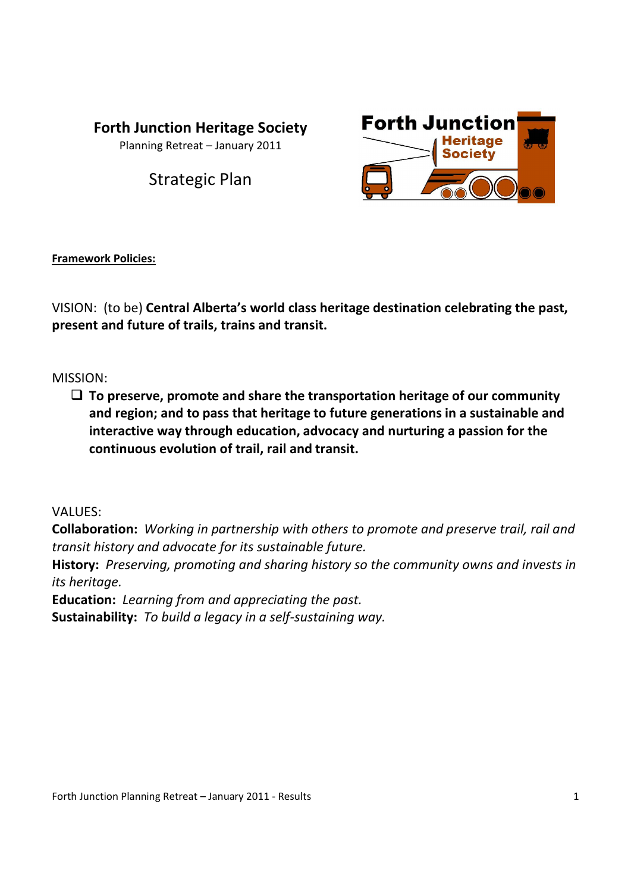# Forth Junction Heritage Society

Planning Retreat – January 2011

## Strategic Plan

**Framework Policies:**

VISION: (to be) **Central Alberta's world class heritage destination celebrating the past, present and future of trails, trains and transit.**

MISSION:

- **To preserve, promote and share the transportation heritage of our community and region; and to pass that heritage to future generations in a sustainable and interactive way through education, advocacy and nurturing a passion for the continuous evolution of trail, rail and transit.**

VALUES:

**Collaboration:** *Working in partnership with others to promote and preserve trail, rail and transit history and advocate for its sustainable future.*

**History:** *Preserving, promoting and sharing history so the community owns and invests in its heritage.*

**Education:** *Learning from and appreciating the past.*

**Sustainability:** *To build a legacy in a self-sustaining way.*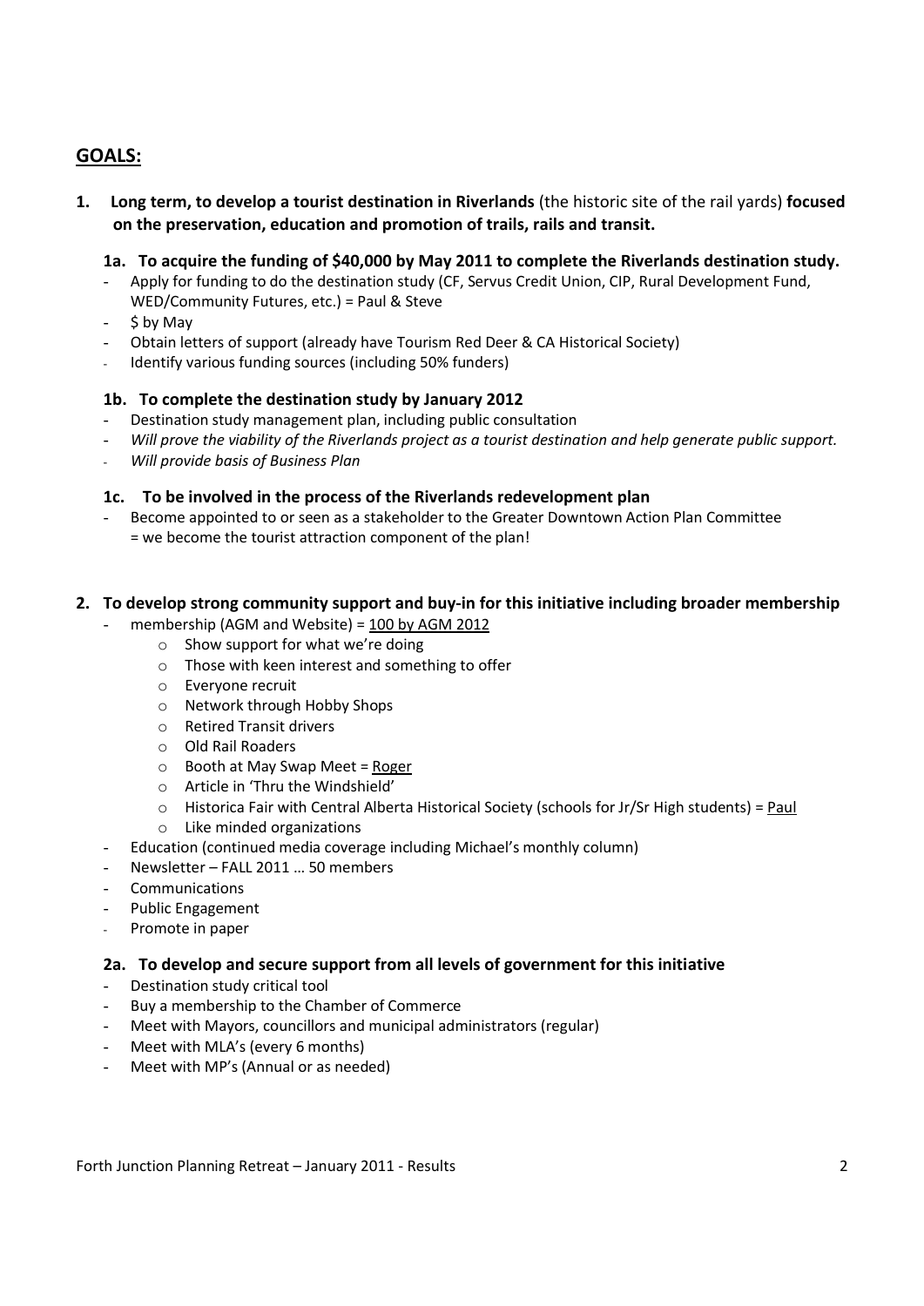## GOALS:

1. **Long term, to develop a tourist destination in Riverlands** (the historic site of the rail yards) **focused on the preservation, education and promotion of trails, rails and transit.**

### 1a. To acquire the funding of $40,000 by May 2011 to complete the Riverlands destination study.

- Apply for funding to do the destination study (CF, Servus Credit Union, CIP, Rural Development Fund, WED/Community Futures, etc.) = Paul & Steve
- $ by May
- Obtain letters of support (already have Tourism Red Deer & CA Historical Society)
- Identify various funding sources (including 50% funders)

### 1b. To complete the destination study by January 2012

- Destination study management plan, including public consultation
- *Will prove the viability of the Riverlands project as a tourist destination and help generate public support.*
- *Will provide basis of Business Plan*

### 1c. To be involved in the process of the Riverlands redevelopment plan

- Become appointed to or seen as a stakeholder to the Greater Downtown Action Plan Committee = we become the tourist attraction component of the plan!

2. **To develop strong community support and buy-in for this initiative including broader membership**

- membership (AGM and Website) = <u>100 by AGM 2012</u>
  - Show support for what we're doing
  - Those with keen interest and something to offer
  - Everyone recruit
  - Network through Hobby Shops
  - Retired Transit drivers
  - Old Rail Roaders
  - Booth at May Swap Meet = <u>Roger</u>
  - Article in 'Thru the Windshield'
  - Historica Fair with Central Alberta Historical Society (schools for Jr/Sr High students) = <u>Paul</u>
  - Like minded organizations
- Education (continued media coverage including Michael's monthly column)
- Newsletter – FALL 2011 … 50 members
- Communications
- Public Engagement
- Promote in paper

### 2a. To develop and secure support from all levels of government for this initiative

- Destination study critical tool
- Buy a membership to the Chamber of Commerce
- Meet with Mayors, councillors and municipal administrators (regular)
- Meet with MLA's (every 6 months)
- Meet with MP's (Annual or as needed)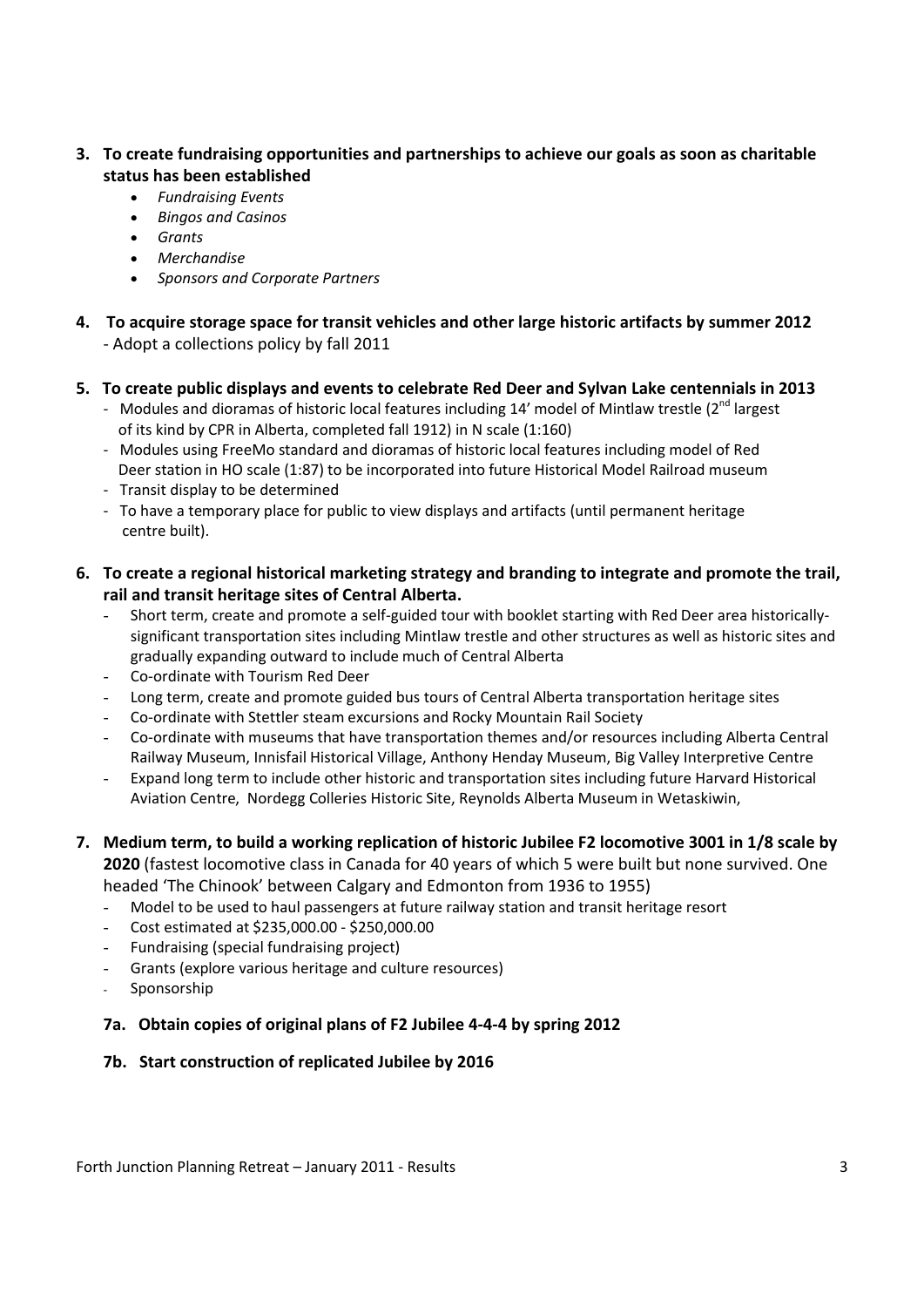3. **To create fundraising opportunities and partnerships to achieve our goals as soon as charitable status has been established**
   - *Fundraising Events*
   - *Bingos and Casinos*
   - *Grants*
   - *Merchandise*
   - *Sponsors and Corporate Partners*

4. **To acquire storage space for transit vehicles and other large historic artifacts by summer 2012**
   - Adopt a collections policy by fall 2011

5. **To create public displays and events to celebrate Red Deer and Sylvan Lake centennials in 2013**
   - Modules and dioramas of historic local features including 14' model of Mintlaw trestle (2nd largest of its kind by CPR in Alberta, completed fall 1912) in N scale (1:160)
   - Modules using FreeMo standard and dioramas of historic local features including model of Red Deer station in HO scale (1:87) to be incorporated into future Historical Model Railroad museum
   - Transit display to be determined
   - To have a temporary place for public to view displays and artifacts (until permanent heritage centre built).

6. **To create a regional historical marketing strategy and branding to integrate and promote the trail, rail and transit heritage sites of Central Alberta.**
   - Short term, create and promote a self-guided tour with booklet starting with Red Deer area historically-significant transportation sites including Mintlaw trestle and other structures as well as historic sites and gradually expanding outward to include much of Central Alberta
   - Co-ordinate with Tourism Red Deer
   - Long term, create and promote guided bus tours of Central Alberta transportation heritage sites
   - Co-ordinate with Stettler steam excursions and Rocky Mountain Rail Society
   - Co-ordinate with museums that have transportation themes and/or resources including Alberta Central Railway Museum, Innisfail Historical Village, Anthony Henday Museum, Big Valley Interpretive Centre
   - Expand long term to include other historic and transportation sites including future Harvard Historical Aviation Centre, Nordegg Colleries Historic Site, Reynolds Alberta Museum in Wetaskiwin,

7. **Medium term, to build a working replication of historic Jubilee F2 locomotive 3001 in 1/8 scale by 2020** (fastest locomotive class in Canada for 40 years of which 5 were built but none survived. One headed 'The Chinook' between Calgary and Edmonton from 1936 to 1955)
   - Model to be used to haul passengers at future railway station and transit heritage resort
   - Cost estimated at $235,000.00 - $250,000.00
   - Fundraising (special fundraising project)
   - Grants (explore various heritage and culture resources)
   - Sponsorship

   **7a. Obtain copies of original plans of F2 Jubilee 4-4-4 by spring 2012**

   **7b. Start construction of replicated Jubilee by 2016**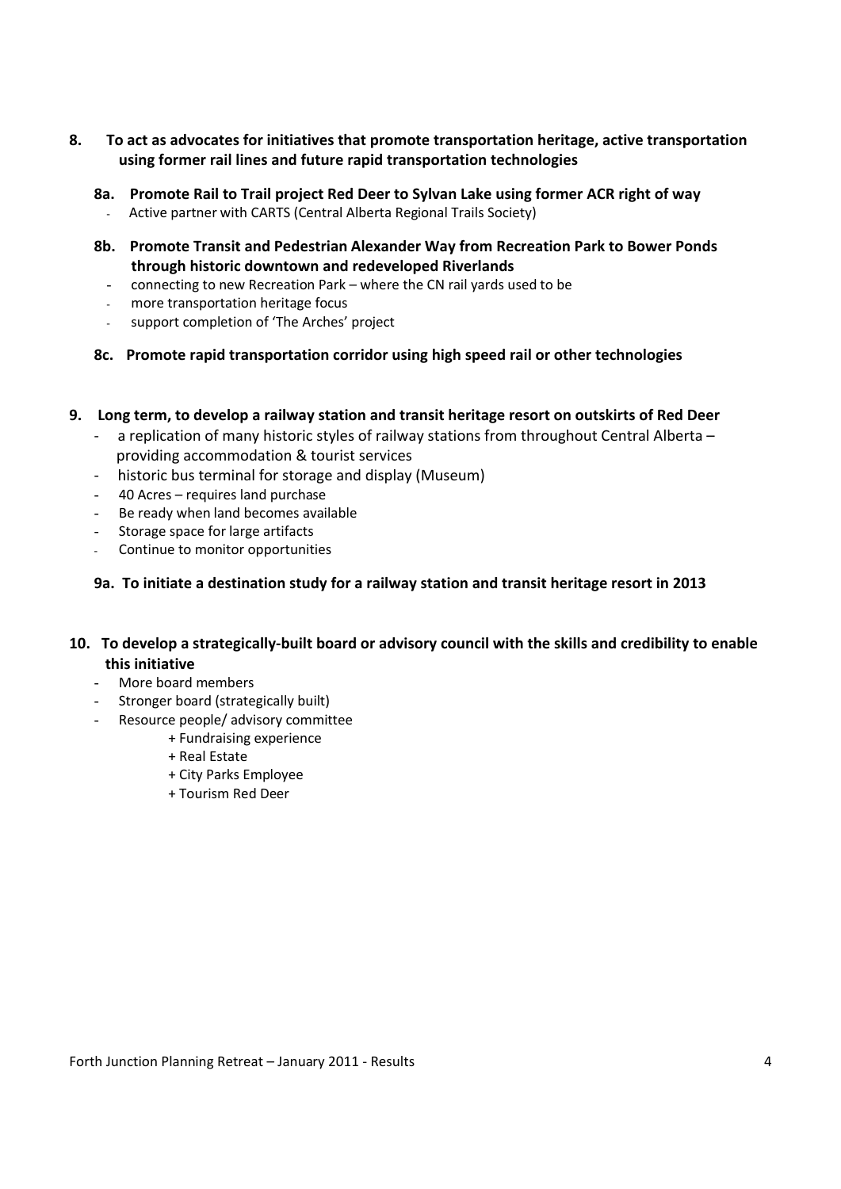**8. To act as advocates for initiatives that promote transportation heritage, active transportation using former rail lines and future rapid transportation technologies**

**8a. Promote Rail to Trail project Red Deer to Sylvan Lake using former ACR right of way**

- Active partner with CARTS (Central Alberta Regional Trails Society)

**8b. Promote Transit and Pedestrian Alexander Way from Recreation Park to Bower Ponds through historic downtown and redeveloped Riverlands**

- connecting to new Recreation Park – where the CN rail yards used to be
- more transportation heritage focus
- support completion of 'The Arches' project

**8c. Promote rapid transportation corridor using high speed rail or other technologies**

**9. Long term, to develop a railway station and transit heritage resort on outskirts of Red Deer**

- a replication of many historic styles of railway stations from throughout Central Alberta – providing accommodation & tourist services
- historic bus terminal for storage and display (Museum)
- 40 Acres – requires land purchase
- Be ready when land becomes available
- Storage space for large artifacts
- Continue to monitor opportunities

**9a. To initiate a destination study for a railway station and transit heritage resort in 2013**

**10. To develop a strategically-built board or advisory council with the skills and credibility to enable this initiative**

- More board members
- Stronger board (strategically built)
- Resource people/ advisory committee
  - + Fundraising experience
  - + Real Estate
  - + City Parks Employee
  - + Tourism Red Deer

Forth Junction Planning Retreat – January 2011 - Results